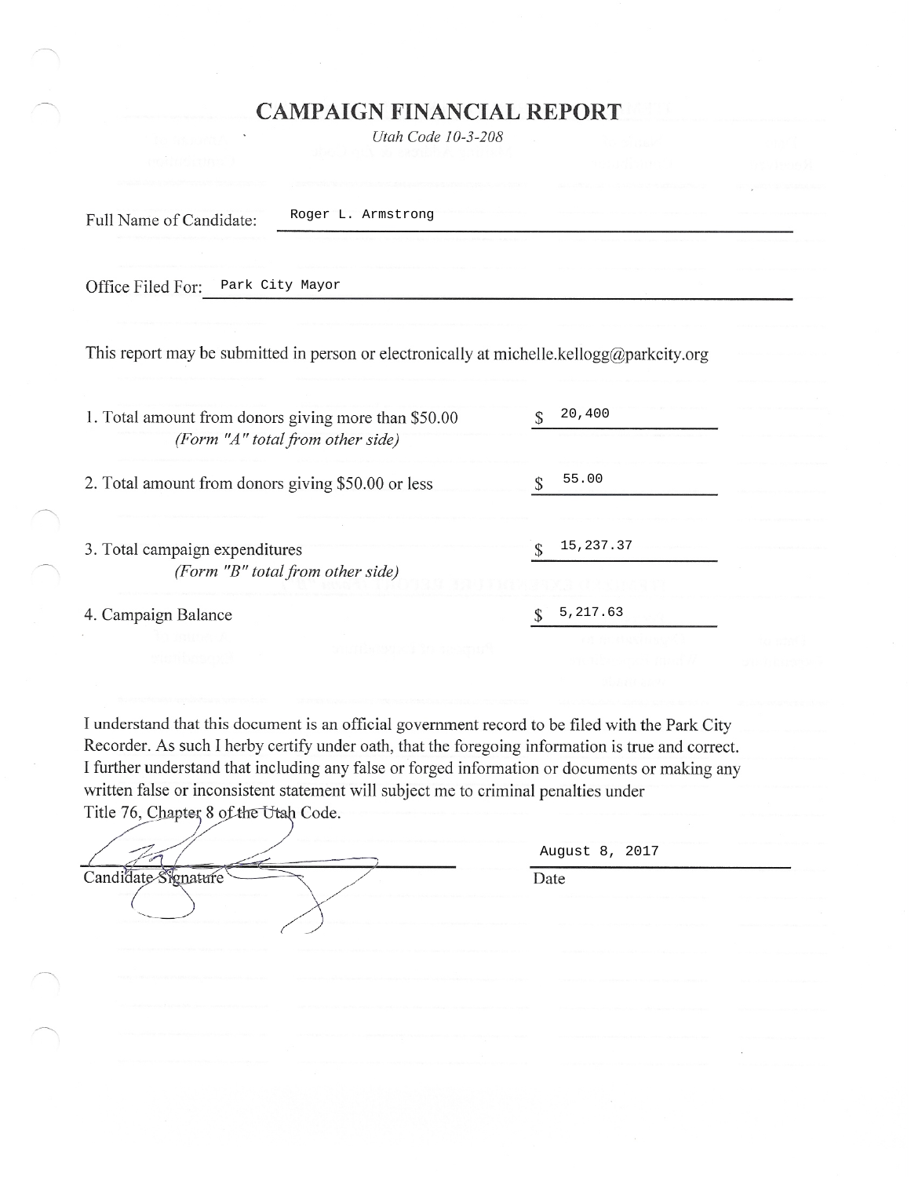# CAMPAIGN FINANCIAL REPORT

*Utah Code 10-3-208*

Full Name of Candidate: Roger L. Armstrong

Office Filed For: Park City Mayor

This report may be submitted in person or electronically at michelle.kellogg@parkcity.org

1. Total amount from donors giving more than $50.00 *(Form "A" total from other side)* $ 20,400

2. Total amount from donors giving $50.00 or less $ 55.00

3. Total campaign expenditures *(Form "B" total from other side)* $ 15,237.37

4. Campaign Balance $ 5,217.63

I understand that this document is an official government record to be filed with the Park City Recorder. As such I herby certify under oath, that the foregoing information is true and correct. I further understand that including any false or forged information or documents or making any written false or inconsistent statement will subject me to criminal penalties under Title 76, Chapter 8 of the Utah Code.

Candidate Signature

August 8, 2017

Date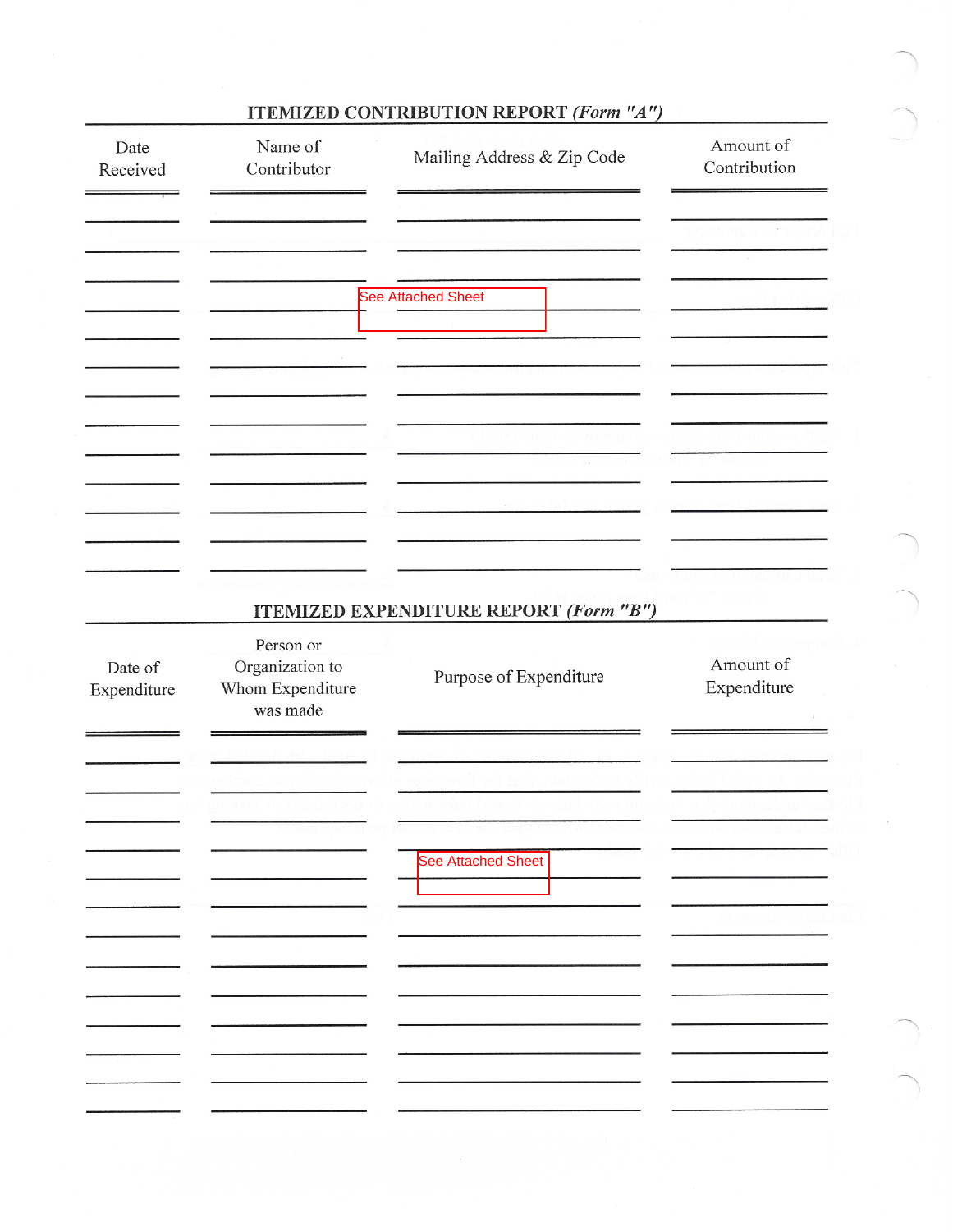## ITEMIZED CONTRIBUTION REPORT *(Form "A")*

| Date Received | Name of Contributor | Mailing Address & Zip Code | Amount of Contribution |
|---|---|---|---|
| | | See Attached Sheet | |

## ITEMIZED EXPENDITURE REPORT *(Form "B")*

| Date of Expenditure | Person or Organization to Whom Expenditure was made | Purpose of Expenditure | Amount of Expenditure |
|---|---|---|---|
| | | See Attached Sheet | |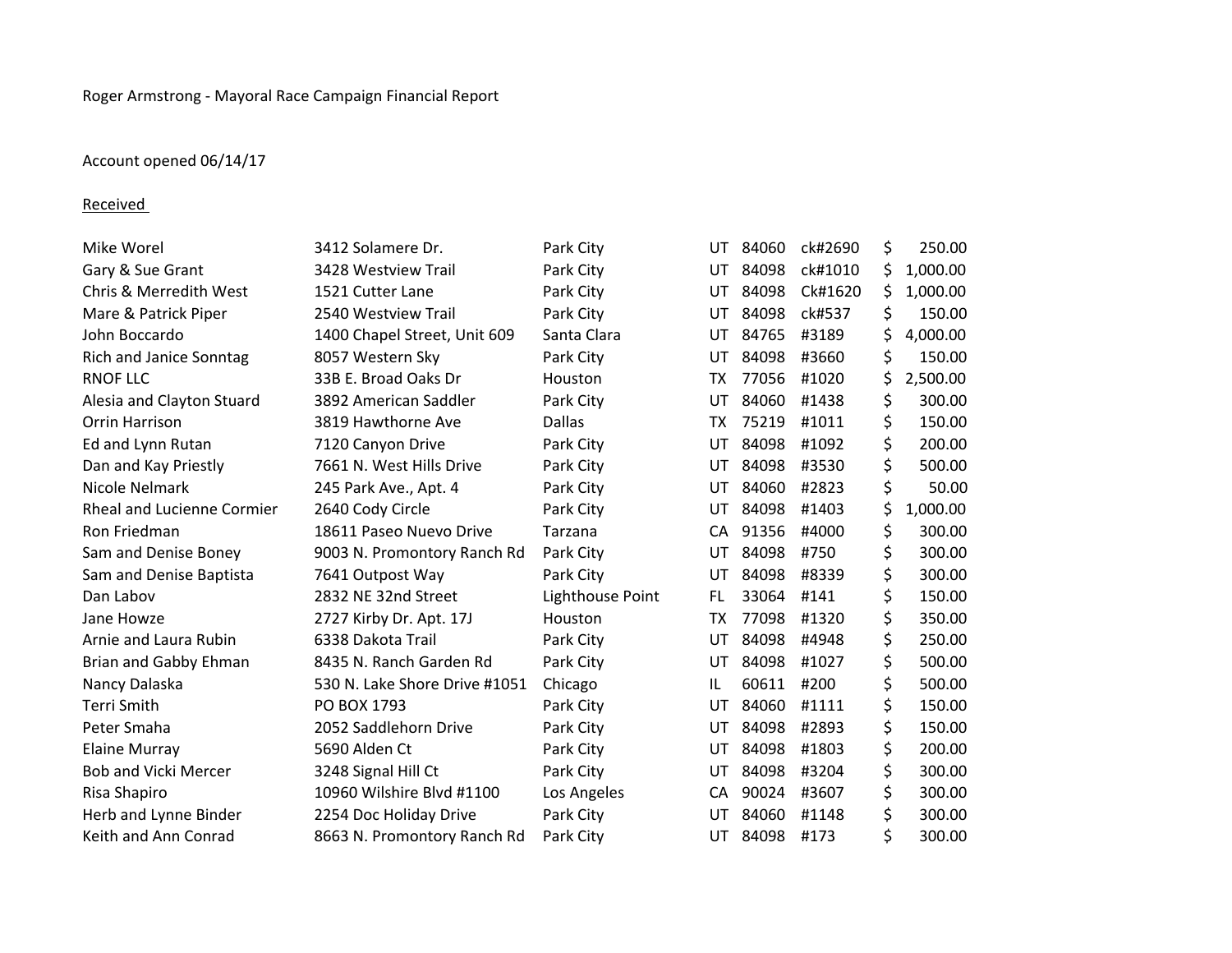Roger Armstrong - Mayoral Race Campaign Financial Report

Account opened 06/14/17

Received

| Name | Address | City | State | Zip | Check | Amount |
|---|---|---|---|---|---|---|
| Mike Worel | 3412 Solamere Dr. | Park City | UT | 84060 | ck#2690 | $ 250.00 |
| Gary & Sue Grant | 3428 Westview Trail | Park City | UT | 84098 | ck#1010 | $ 1,000.00 |
| Chris & Merredith West | 1521 Cutter Lane | Park City | UT | 84098 | Ck#1620 | $ 1,000.00 |
| Mare & Patrick Piper | 2540 Westview Trail | Park City | UT | 84098 | ck#537 | $ 150.00 |
| John Boccardo | 1400 Chapel Street, Unit 609 | Santa Clara | UT | 84765 | #3189 | $ 4,000.00 |
| Rich and Janice Sonntag | 8057 Western Sky | Park City | UT | 84098 | #3660 | $ 150.00 |
| RNOF LLC | 33B E. Broad Oaks Dr | Houston | TX | 77056 | #1020 | $ 2,500.00 |
| Alesia and Clayton Stuard | 3892 American Saddler | Park City | UT | 84060 | #1438 | $ 300.00 |
| Orrin Harrison | 3819 Hawthorne Ave | Dallas | TX | 75219 | #1011 | $ 150.00 |
| Ed and Lynn Rutan | 7120 Canyon Drive | Park City | UT | 84098 | #1092 | $ 200.00 |
| Dan and Kay Priestly | 7661 N. West Hills Drive | Park City | UT | 84098 | #3530 | $ 500.00 |
| Nicole Nelmark | 245 Park Ave., Apt. 4 | Park City | UT | 84060 | #2823 | $ 50.00 |
| Rheal and Lucienne Cormier | 2640 Cody Circle | Park City | UT | 84098 | #1403 | $ 1,000.00 |
| Ron Friedman | 18611 Paseo Nuevo Drive | Tarzana | CA | 91356 | #4000 | $ 300.00 |
| Sam and Denise Boney | 9003 N. Promontory Ranch Rd | Park City | UT | 84098 | #750 | $ 300.00 |
| Sam and Denise Baptista | 7641 Outpost Way | Park City | UT | 84098 | #8339 | $ 300.00 |
| Dan Labov | 2832 NE 32nd Street | Lighthouse Point | FL | 33064 | #141 | $ 150.00 |
| Jane Howze | 2727 Kirby Dr. Apt. 17J | Houston | TX | 77098 | #1320 | $ 350.00 |
| Arnie and Laura Rubin | 6338 Dakota Trail | Park City | UT | 84098 | #4948 | $ 250.00 |
| Brian and Gabby Ehman | 8435 N. Ranch Garden Rd | Park City | UT | 84098 | #1027 | $ 500.00 |
| Nancy Dalaska | 530 N. Lake Shore Drive #1051 | Chicago | IL | 60611 | #200 | $ 500.00 |
| Terri Smith | PO BOX 1793 | Park City | UT | 84060 | #1111 | $ 150.00 |
| Peter Smaha | 2052 Saddlehorn Drive | Park City | UT | 84098 | #2893 | $ 150.00 |
| Elaine Murray | 5690 Alden Ct | Park City | UT | 84098 | #1803 | $ 200.00 |
| Bob and Vicki Mercer | 3248 Signal Hill Ct | Park City | UT | 84098 | #3204 | $ 300.00 |
| Risa Shapiro | 10960 Wilshire Blvd #1100 | Los Angeles | CA | 90024 | #3607 | $ 300.00 |
| Herb and Lynne Binder | 2254 Doc Holiday Drive | Park City | UT | 84060 | #1148 | $ 300.00 |
| Keith and Ann Conrad | 8663 N. Promontory Ranch Rd | Park City | UT | 84098 | #173 | $ 300.00 |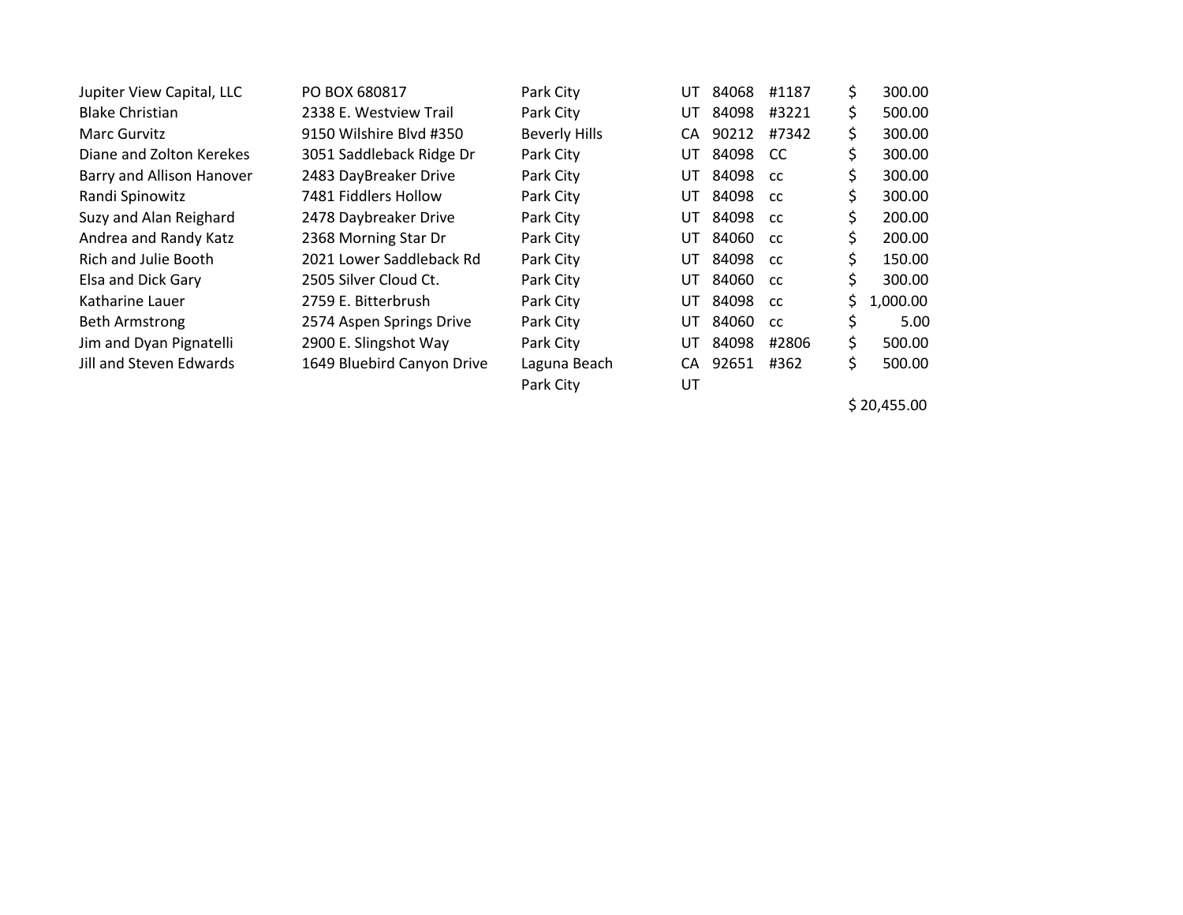| | | | | | | |
|---|---|---|---|---|---|---|
| Jupiter View Capital, LLC | PO BOX 680817 | Park City | UT | 84068 | #1187 | $ 300.00 |
| Blake Christian | 2338 E. Westview Trail | Park City | UT | 84098 | #3221 | $ 500.00 |
| Marc Gurvitz | 9150 Wilshire Blvd #350 | Beverly Hills | CA | 90212 | #7342 | $ 300.00 |
| Diane and Zolton Kerekes | 3051 Saddleback Ridge Dr | Park City | UT | 84098 | CC | $ 300.00 |
| Barry and Allison Hanover | 2483 DayBreaker Drive | Park City | UT | 84098 | cc | $ 300.00 |
| Randi Spinowitz | 7481 Fiddlers Hollow | Park City | UT | 84098 | cc | $ 300.00 |
| Suzy and Alan Reighard | 2478 Daybreaker Drive | Park City | UT | 84098 | cc | $ 200.00 |
| Andrea and Randy Katz | 2368 Morning Star Dr | Park City | UT | 84060 | cc | $ 200.00 |
| Rich and Julie Booth | 2021 Lower Saddleback Rd | Park City | UT | 84098 | cc | $ 150.00 |
| Elsa and Dick Gary | 2505 Silver Cloud Ct. | Park City | UT | 84060 | cc | $ 300.00 |
| Katharine Lauer | 2759 E. Bitterbrush | Park City | UT | 84098 | cc | $ 1,000.00 |
| Beth Armstrong | 2574 Aspen Springs Drive | Park City | UT | 84060 | cc | $ 5.00 |
| Jim and Dyan Pignatelli | 2900 E. Slingshot Way | Park City | UT | 84098 | #2806 | $ 500.00 |
| Jill and Steven Edwards | 1649 Bluebird Canyon Drive | Laguna Beach | CA | 92651 | #362 | $ 500.00 |
| | | Park City | UT | | | |
| | | | | | | $ 20,455.00 |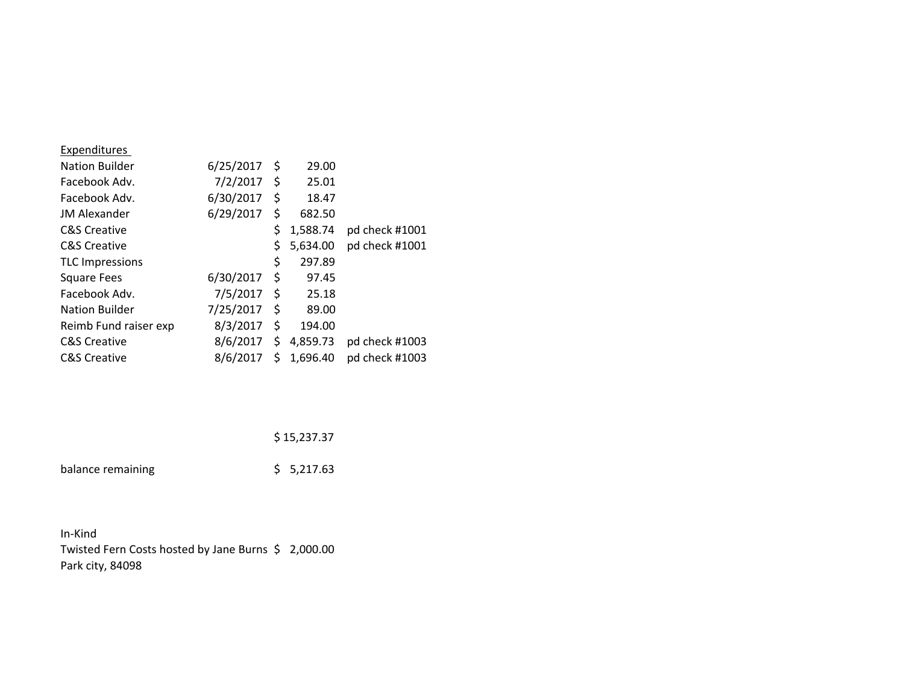Expenditures

| | | | |
|---|---|---|---|
| Nation Builder | 6/25/2017 | $ 29.00 | |
| Facebook Adv. | 7/2/2017 | $ 25.01 | |
| Facebook Adv. | 6/30/2017 | $ 18.47 | |
| JM Alexander | 6/29/2017 | $ 682.50 | |
| C&S Creative | | $ 1,588.74 | pd check #1001 |
| C&S Creative | | $ 5,634.00 | pd check #1001 |
| TLC Impressions | | $ 297.89 | |
| Square Fees | 6/30/2017 | $ 97.45 | |
| Facebook Adv. | 7/5/2017 | $ 25.18 | |
| Nation Builder | 7/25/2017 | $ 89.00 | |
| Reimb Fund raiser exp | 8/3/2017 | $ 194.00 | |
| C&S Creative | 8/6/2017 | $ 4,859.73 | pd check #1003 |
| C&S Creative | 8/6/2017 | $ 1,696.40 | pd check #1003 |
| | | $ 15,237.37 | |
| balance remaining | | $ 5,217.63 | |

In-Kind

| | |
|---|---|
| Twisted Fern Costs hosted by Jane Burns | $ 2,000.00 |
| Park city, 84098 | |